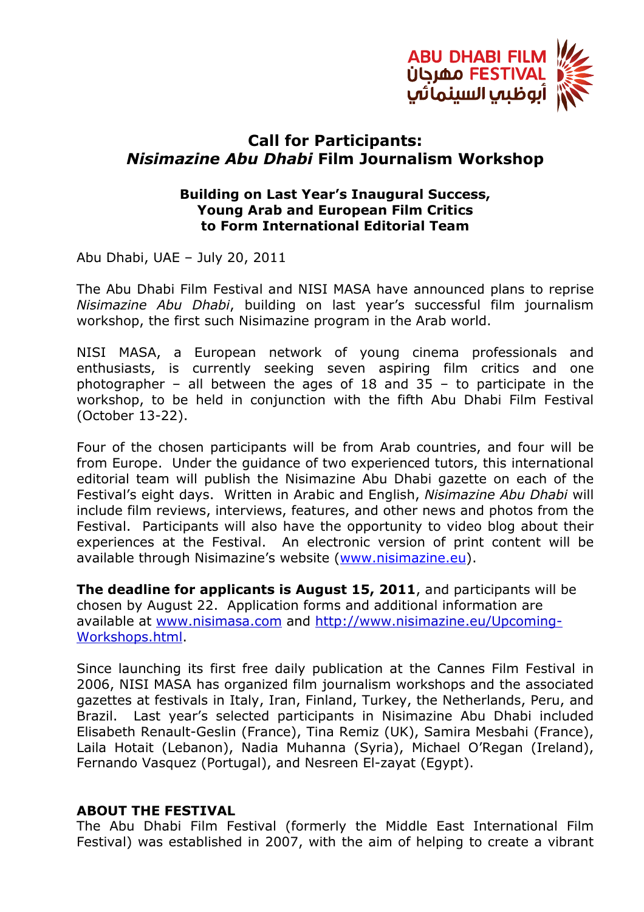ABU DHABI FILM FESTIVAL مهرجان أبوظبي السينمائي

# Call for Participants: *Nisimazine Abu Dhabi* Film Journalism Workshop

### Building on Last Year's Inaugural Success, Young Arab and European Film Critics to Form International Editorial Team

Abu Dhabi, UAE – July 20, 2011

The Abu Dhabi Film Festival and NISI MASA have announced plans to reprise *Nisimazine Abu Dhabi*, building on last year's successful film journalism workshop, the first such Nisimazine program in the Arab world.

NISI MASA, a European network of young cinema professionals and enthusiasts, is currently seeking seven aspiring film critics and one photographer – all between the ages of 18 and 35 – to participate in the workshop, to be held in conjunction with the fifth Abu Dhabi Film Festival (October 13-22).

Four of the chosen participants will be from Arab countries, and four will be from Europe. Under the guidance of two experienced tutors, this international editorial team will publish the Nisimazine Abu Dhabi gazette on each of the Festival's eight days. Written in Arabic and English, *Nisimazine Abu Dhabi* will include film reviews, interviews, features, and other news and photos from the Festival. Participants will also have the opportunity to video blog about their experiences at the Festival. An electronic version of print content will be available through Nisimazine's website (www.nisimazine.eu).

**The deadline for applicants is August 15, 2011**, and participants will be chosen by August 22. Application forms and additional information are available at www.nisimasa.com and http://www.nisimazine.eu/Upcoming-Workshops.html.

Since launching its first free daily publication at the Cannes Film Festival in 2006, NISI MASA has organized film journalism workshops and the associated gazettes at festivals in Italy, Iran, Finland, Turkey, the Netherlands, Peru, and Brazil. Last year's selected participants in Nisimazine Abu Dhabi included Elisabeth Renault-Geslin (France), Tina Remiz (UK), Samira Mesbahi (France), Laila Hotait (Lebanon), Nadia Muhanna (Syria), Michael O'Regan (Ireland), Fernando Vasquez (Portugal), and Nesreen El-zayat (Egypt).

## ABOUT THE FESTIVAL

The Abu Dhabi Film Festival (formerly the Middle East International Film Festival) was established in 2007, with the aim of helping to create a vibrant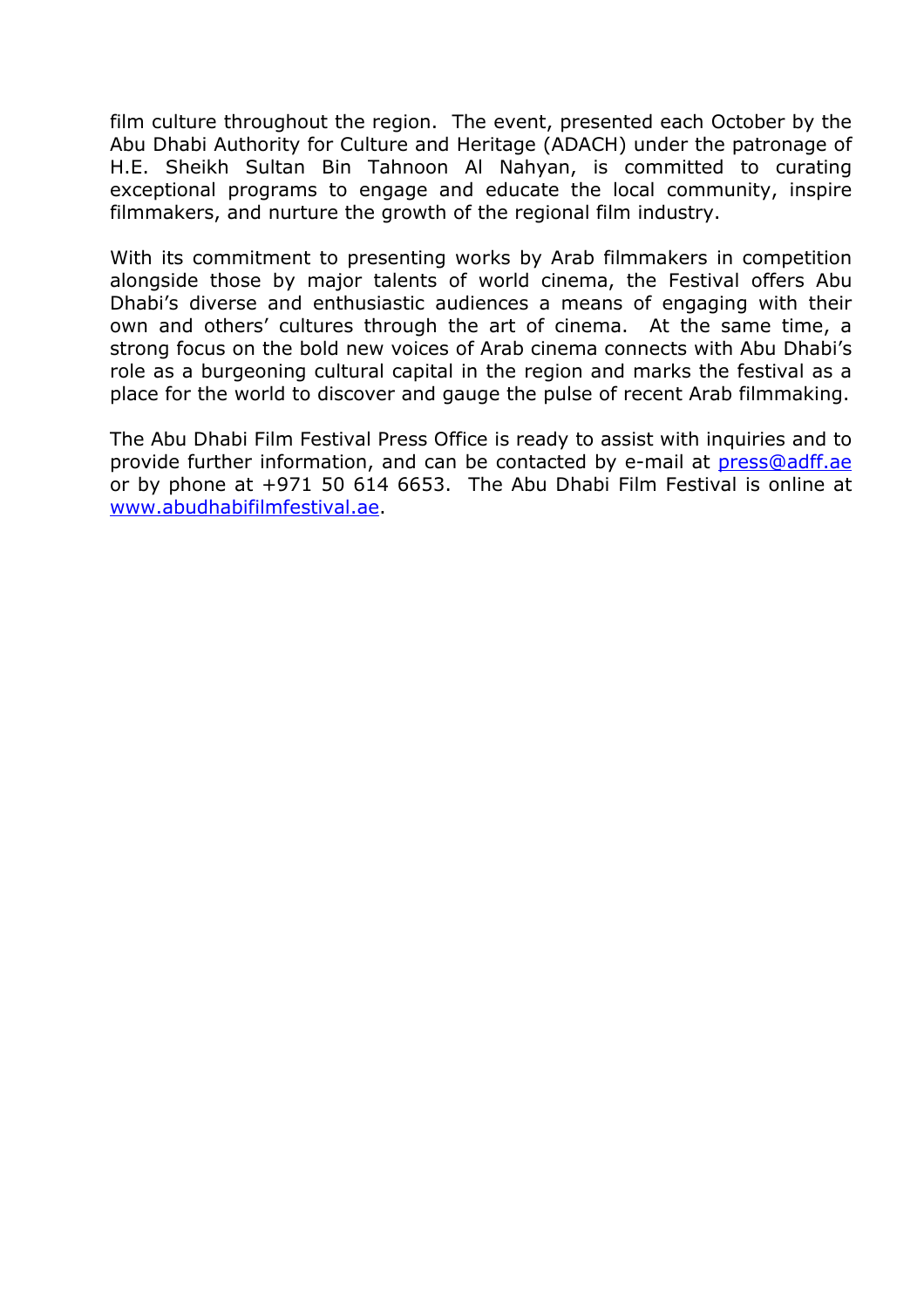film culture throughout the region. The event, presented each October by the Abu Dhabi Authority for Culture and Heritage (ADACH) under the patronage of H.E. Sheikh Sultan Bin Tahnoon Al Nahyan, is committed to curating exceptional programs to engage and educate the local community, inspire filmmakers, and nurture the growth of the regional film industry.

With its commitment to presenting works by Arab filmmakers in competition alongside those by major talents of world cinema, the Festival offers Abu Dhabi's diverse and enthusiastic audiences a means of engaging with their own and others' cultures through the art of cinema. At the same time, a strong focus on the bold new voices of Arab cinema connects with Abu Dhabi's role as a burgeoning cultural capital in the region and marks the festival as a place for the world to discover and gauge the pulse of recent Arab filmmaking.

The Abu Dhabi Film Festival Press Office is ready to assist with inquiries and to provide further information, and can be contacted by e-mail at press@adff.ae or by phone at +971 50 614 6653. The Abu Dhabi Film Festival is online at www.abudhabifilmfestival.ae.